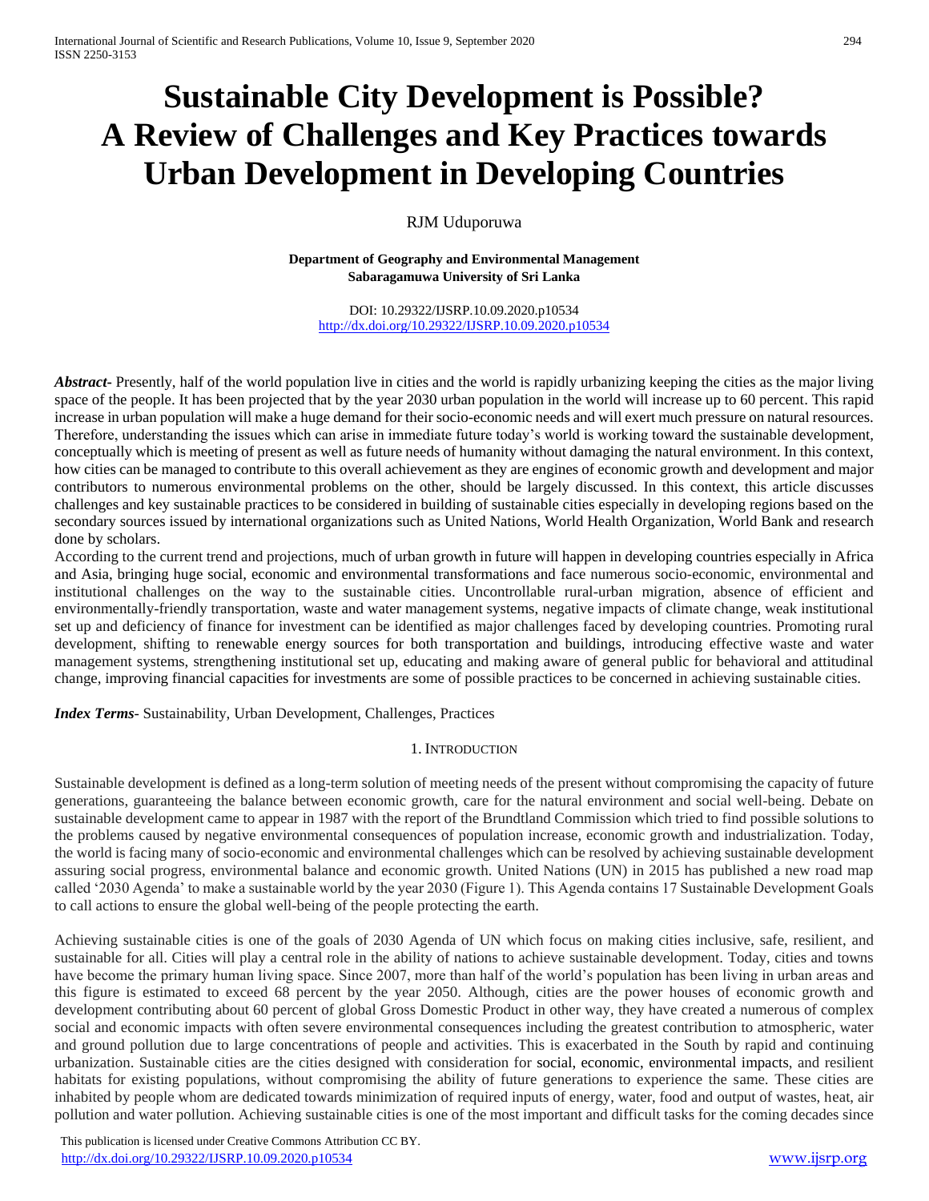# Sustainable City Development is Possible? A Review of Challenges and Key Practices towards Urban Development in Developing Countries

RJM Uduporuwa

**Department of Geography and Environmental Management**
**Sabaragamuwa University of Sri Lanka**

DOI: 10.29322/IJSRP.10.09.2020.p10534
http://dx.doi.org/10.29322/IJSRP.10.09.2020.p10534

***Abstract***- Presently, half of the world population live in cities and the world is rapidly urbanizing keeping the cities as the major living space of the people. It has been projected that by the year 2030 urban population in the world will increase up to 60 percent. This rapid increase in urban population will make a huge demand for their socio-economic needs and will exert much pressure on natural resources. Therefore, understanding the issues which can arise in immediate future today's world is working toward the sustainable development, conceptually which is meeting of present as well as future needs of humanity without damaging the natural environment. In this context, how cities can be managed to contribute to this overall achievement as they are engines of economic growth and development and major contributors to numerous environmental problems on the other, should be largely discussed. In this context, this article discusses challenges and key sustainable practices to be considered in building of sustainable cities especially in developing regions based on the secondary sources issued by international organizations such as United Nations, World Health Organization, World Bank and research done by scholars.

According to the current trend and projections, much of urban growth in future will happen in developing countries especially in Africa and Asia, bringing huge social, economic and environmental transformations and face numerous socio-economic, environmental and institutional challenges on the way to the sustainable cities. Uncontrollable rural-urban migration, absence of efficient and environmentally-friendly transportation, waste and water management systems, negative impacts of climate change, weak institutional set up and deficiency of finance for investment can be identified as major challenges faced by developing countries. Promoting rural development, shifting to renewable energy sources for both transportation and buildings, introducing effective waste and water management systems, strengthening institutional set up, educating and making aware of general public for behavioral and attitudinal change, improving financial capacities for investments are some of possible practices to be concerned in achieving sustainable cities.

***Index Terms***- Sustainability, Urban Development, Challenges, Practices

## 1. Introduction

Sustainable development is defined as a long-term solution of meeting needs of the present without compromising the capacity of future generations, guaranteeing the balance between economic growth, care for the natural environment and social well-being. Debate on sustainable development came to appear in 1987 with the report of the Brundtland Commission which tried to find possible solutions to the problems caused by negative environmental consequences of population increase, economic growth and industrialization. Today, the world is facing many of socio-economic and environmental challenges which can be resolved by achieving sustainable development assuring social progress, environmental balance and economic growth. United Nations (UN) in 2015 has published a new road map called '2030 Agenda' to make a sustainable world by the year 2030 (Figure 1). This Agenda contains 17 Sustainable Development Goals to call actions to ensure the global well-being of the people protecting the earth.

Achieving sustainable cities is one of the goals of 2030 Agenda of UN which focus on making cities inclusive, safe, resilient, and sustainable for all. Cities will play a central role in the ability of nations to achieve sustainable development. Today, cities and towns have become the primary human living space. Since 2007, more than half of the world's population has been living in urban areas and this figure is estimated to exceed 68 percent by the year 2050. Although, cities are the power houses of economic growth and development contributing about 60 percent of global Gross Domestic Product in other way, they have created a numerous of complex social and economic impacts with often severe environmental consequences including the greatest contribution to atmospheric, water and ground pollution due to large concentrations of people and activities. This is exacerbated in the South by rapid and continuing urbanization. Sustainable cities are the cities designed with consideration for social, economic, environmental impacts, and resilient habitats for existing populations, without compromising the ability of future generations to experience the same. These cities are inhabited by people whom are dedicated towards minimization of required inputs of energy, water, food and output of wastes, heat, air pollution and water pollution. Achieving sustainable cities is one of the most important and difficult tasks for the coming decades since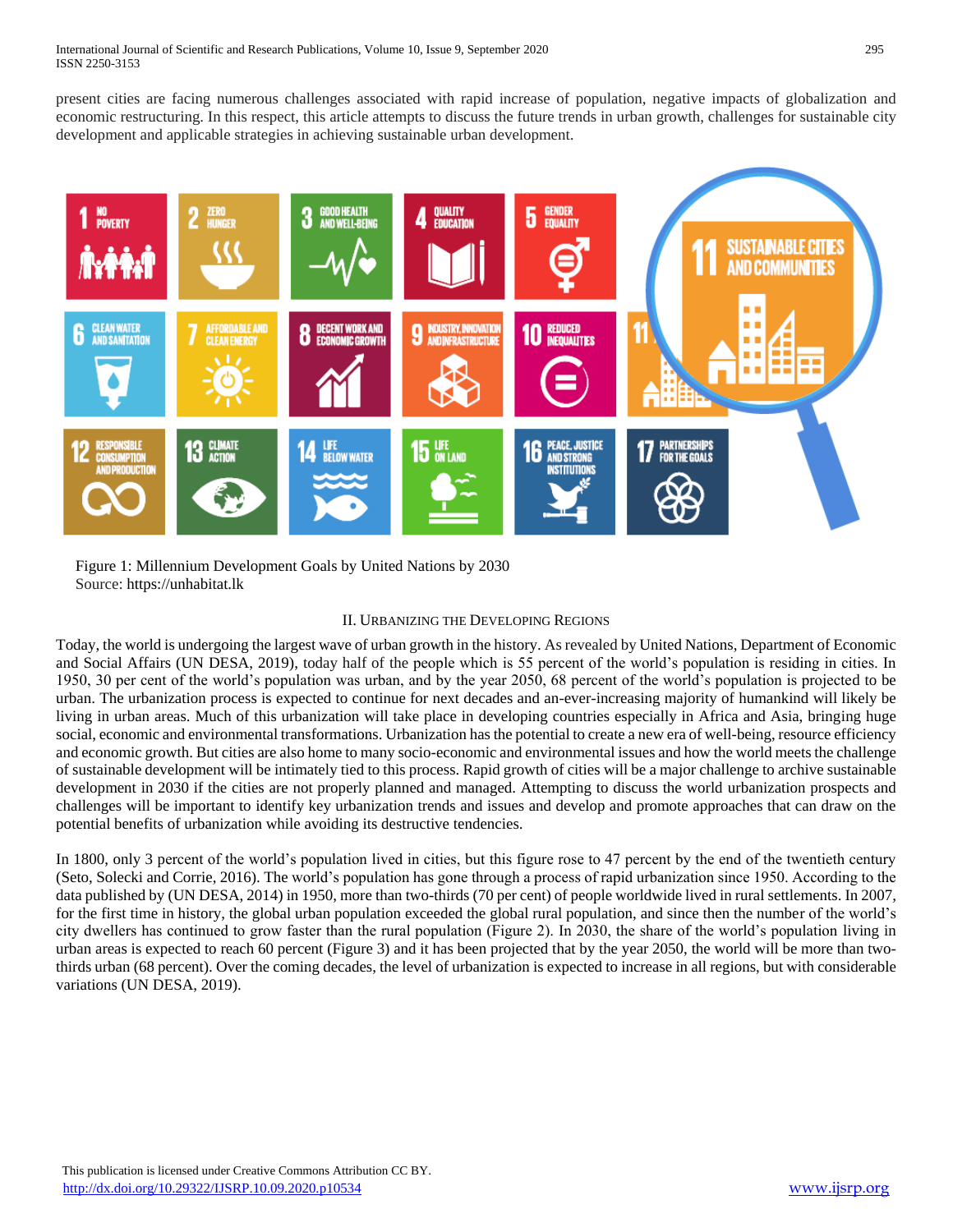present cities are facing numerous challenges associated with rapid increase of population, negative impacts of globalization and economic restructuring. In this respect, this article attempts to discuss the future trends in urban growth, challenges for sustainable city development and applicable strategies in achieving sustainable urban development.

Figure 1: Millennium Development Goals by United Nations by 2030
Source: https://unhabitat.lk

## II. Urbanizing the Developing Regions

Today, the world is undergoing the largest wave of urban growth in the history. As revealed by United Nations, Department of Economic and Social Affairs (UN DESA, 2019), today half of the people which is 55 percent of the world's population is residing in cities. In 1950, 30 per cent of the world's population was urban, and by the year 2050, 68 percent of the world's population is projected to be urban. The urbanization process is expected to continue for next decades and an-ever-increasing majority of humankind will likely be living in urban areas. Much of this urbanization will take place in developing countries especially in Africa and Asia, bringing huge social, economic and environmental transformations. Urbanization has the potential to create a new era of well-being, resource efficiency and economic growth. But cities are also home to many socio-economic and environmental issues and how the world meets the challenge of sustainable development will be intimately tied to this process. Rapid growth of cities will be a major challenge to archive sustainable development in 2030 if the cities are not properly planned and managed. Attempting to discuss the world urbanization prospects and challenges will be important to identify key urbanization trends and issues and develop and promote approaches that can draw on the potential benefits of urbanization while avoiding its destructive tendencies.

In 1800, only 3 percent of the world's population lived in cities, but this figure rose to 47 percent by the end of the twentieth century (Seto, Solecki and Corrie, 2016). The world's population has gone through a process of rapid urbanization since 1950. According to the data published by (UN DESA, 2014) in 1950, more than two-thirds (70 per cent) of people worldwide lived in rural settlements. In 2007, for the first time in history, the global urban population exceeded the global rural population, and since then the number of the world's city dwellers has continued to grow faster than the rural population (Figure 2). In 2030, the share of the world's population living in urban areas is expected to reach 60 percent (Figure 3) and it has been projected that by the year 2050, the world will be more than two-thirds urban (68 percent). Over the coming decades, the level of urbanization is expected to increase in all regions, but with considerable variations (UN DESA, 2019).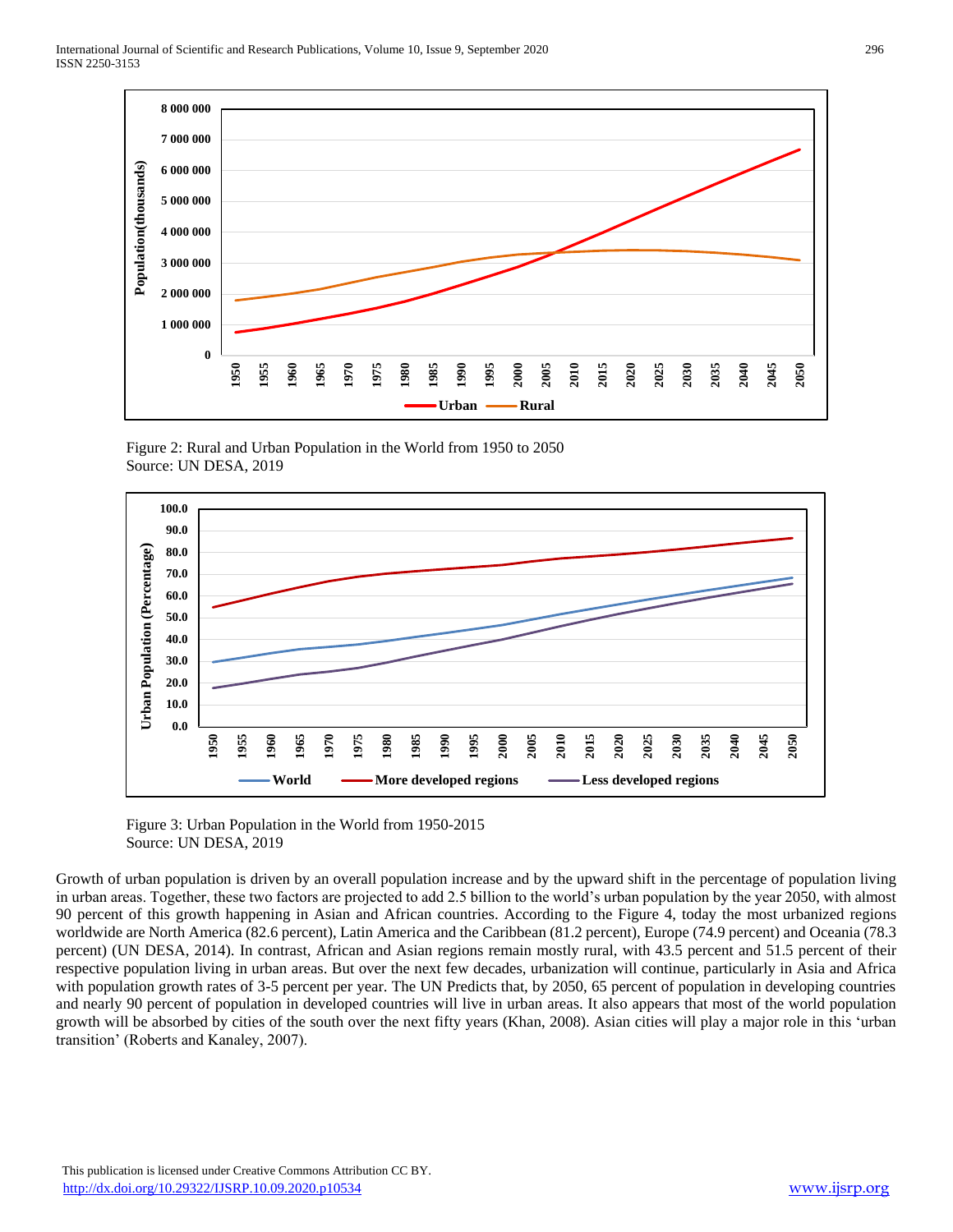Figure 2: Rural and Urban Population in the World from 1950 to 2050
Source: UN DESA, 2019

Figure 3: Urban Population in the World from 1950-2015
Source: UN DESA, 2019

Growth of urban population is driven by an overall population increase and by the upward shift in the percentage of population living in urban areas. Together, these two factors are projected to add 2.5 billion to the world's urban population by the year 2050, with almost 90 percent of this growth happening in Asian and African countries. According to the Figure 4, today the most urbanized regions worldwide are North America (82.6 percent), Latin America and the Caribbean (81.2 percent), Europe (74.9 percent) and Oceania (78.3 percent) (UN DESA, 2014). In contrast, African and Asian regions remain mostly rural, with 43.5 percent and 51.5 percent of their respective population living in urban areas. But over the next few decades, urbanization will continue, particularly in Asia and Africa with population growth rates of 3-5 percent per year. The UN Predicts that, by 2050, 65 percent of population in developing countries and nearly 90 percent of population in developed countries will live in urban areas. It also appears that most of the world population growth will be absorbed by cities of the south over the next fifty years (Khan, 2008). Asian cities will play a major role in this 'urban transition' (Roberts and Kanaley, 2007).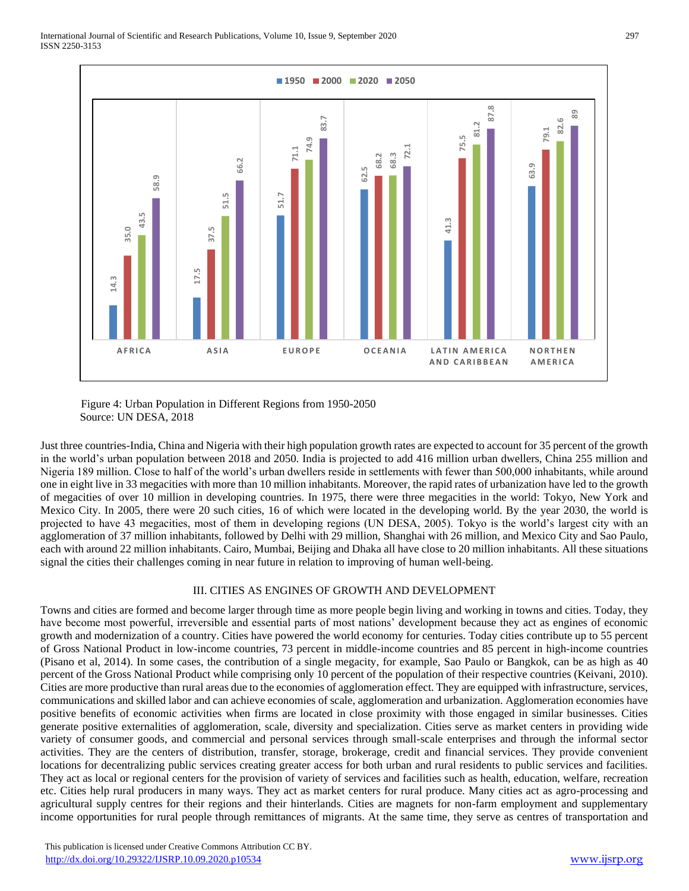| Region | 1950 | 2000 | 2020 | 2050 |
|---|---|---|---|---|
| AFRICA | 14.3 | 35.0 | 43.5 | 58.9 |
| ASIA | 17.5 | 37.5 | 51.5 | 66.2 |
| EUROPE | 51.7 | 71.1 | 74.9 | 83.7 |
| OCEANIA | 62.5 | 68.2 | 68.3 | 72.1 |
| LATIN AMERICA AND CARIBBEAN | 41.3 | 75.5 | 81.2 | 87.8 |
| NORTHEN AMERICA | 63.9 | 79.1 | 82.6 | 89 |

Figure 4: Urban Population in Different Regions from 1950-2050
Source: UN DESA, 2018

Just three countries-India, China and Nigeria with their high population growth rates are expected to account for 35 percent of the growth in the world's urban population between 2018 and 2050. India is projected to add 416 million urban dwellers, China 255 million and Nigeria 189 million. Close to half of the world's urban dwellers reside in settlements with fewer than 500,000 inhabitants, while around one in eight live in 33 megacities with more than 10 million inhabitants. Moreover, the rapid rates of urbanization have led to the growth of megacities of over 10 million in developing countries. In 1975, there were three megacities in the world: Tokyo, New York and Mexico City. In 2005, there were 20 such cities, 16 of which were located in the developing world. By the year 2030, the world is projected to have 43 megacities, most of them in developing regions (UN DESA, 2005). Tokyo is the world's largest city with an agglomeration of 37 million inhabitants, followed by Delhi with 29 million, Shanghai with 26 million, and Mexico City and Sao Paulo, each with around 22 million inhabitants. Cairo, Mumbai, Beijing and Dhaka all have close to 20 million inhabitants. All these situations signal the cities their challenges coming in near future in relation to improving of human well-being.

## III. CITIES AS ENGINES OF GROWTH AND DEVELOPMENT

Towns and cities are formed and become larger through time as more people begin living and working in towns and cities. Today, they have become most powerful, irreversible and essential parts of most nations' development because they act as engines of economic growth and modernization of a country. Cities have powered the world economy for centuries. Today cities contribute up to 55 percent of Gross National Product in low-income countries, 73 percent in middle-income countries and 85 percent in high-income countries (Pisano et al, 2014). In some cases, the contribution of a single megacity, for example, Sao Paulo or Bangkok, can be as high as 40 percent of the Gross National Product while comprising only 10 percent of the population of their respective countries (Keivani, 2010). Cities are more productive than rural areas due to the economies of agglomeration effect. They are equipped with infrastructure, services, communications and skilled labor and can achieve economies of scale, agglomeration and urbanization. Agglomeration economies have positive benefits of economic activities when firms are located in close proximity with those engaged in similar businesses. Cities generate positive externalities of agglomeration, scale, diversity and specialization. Cities serve as market centers in providing wide variety of consumer goods, and commercial and personal services through small-scale enterprises and through the informal sector activities. They are the centers of distribution, transfer, storage, brokerage, credit and financial services. They provide convenient locations for decentralizing public services creating greater access for both urban and rural residents to public services and facilities. They act as local or regional centers for the provision of variety of services and facilities such as health, education, welfare, recreation etc. Cities help rural producers in many ways. They act as market centers for rural produce. Many cities act as agro-processing and agricultural supply centres for their regions and their hinterlands. Cities are magnets for non-farm employment and supplementary income opportunities for rural people through remittances of migrants. At the same time, they serve as centres of transportation and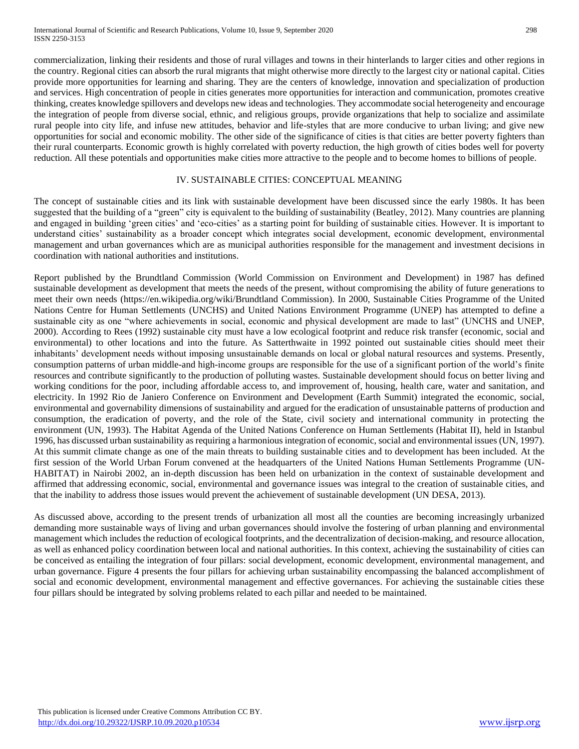commercialization, linking their residents and those of rural villages and towns in their hinterlands to larger cities and other regions in the country. Regional cities can absorb the rural migrants that might otherwise more directly to the largest city or national capital. Cities provide more opportunities for learning and sharing. They are the centers of knowledge, innovation and specialization of production and services. High concentration of people in cities generates more opportunities for interaction and communication, promotes creative thinking, creates knowledge spillovers and develops new ideas and technologies. They accommodate social heterogeneity and encourage the integration of people from diverse social, ethnic, and religious groups, provide organizations that help to socialize and assimilate rural people into city life, and infuse new attitudes, behavior and life-styles that are more conducive to urban living; and give new opportunities for social and economic mobility. The other side of the significance of cities is that cities are better poverty fighters than their rural counterparts. Economic growth is highly correlated with poverty reduction, the high growth of cities bodes well for poverty reduction. All these potentials and opportunities make cities more attractive to the people and to become homes to billions of people.

## IV. SUSTAINABLE CITIES: CONCEPTUAL MEANING

The concept of sustainable cities and its link with sustainable development have been discussed since the early 1980s. It has been suggested that the building of a "green" city is equivalent to the building of sustainability (Beatley, 2012). Many countries are planning and engaged in building 'green cities' and 'eco-cities' as a starting point for building of sustainable cities. However. It is important to understand cities' sustainability as a broader concept which integrates social development, economic development, environmental management and urban governances which are as municipal authorities responsible for the management and investment decisions in coordination with national authorities and institutions.

Report published by the Brundtland Commission (World Commission on Environment and Development) in 1987 has defined sustainable development as development that meets the needs of the present, without compromising the ability of future generations to meet their own needs (https://en.wikipedia.org/wiki/Brundtland Commission). In 2000, Sustainable Cities Programme of the United Nations Centre for Human Settlements (UNCHS) and United Nations Environment Programme (UNEP) has attempted to define a sustainable city as one "where achievements in social, economic and physical development are made to last" (UNCHS and UNEP, 2000). According to Rees (1992) sustainable city must have a low ecological footprint and reduce risk transfer (economic, social and environmental) to other locations and into the future. As Satterthwaite in 1992 pointed out sustainable cities should meet their inhabitants' development needs without imposing unsustainable demands on local or global natural resources and systems. Presently, consumption patterns of urban middle-and high-income groups are responsible for the use of a significant portion of the world's finite resources and contribute significantly to the production of polluting wastes. Sustainable development should focus on better living and working conditions for the poor, including affordable access to, and improvement of, housing, health care, water and sanitation, and electricity. In 1992 Rio de Janiero Conference on Environment and Development (Earth Summit) integrated the economic, social, environmental and governability dimensions of sustainability and argued for the eradication of unsustainable patterns of production and consumption, the eradication of poverty, and the role of the State, civil society and international community in protecting the environment (UN, 1993). The Habitat Agenda of the United Nations Conference on Human Settlements (Habitat II), held in Istanbul 1996, has discussed urban sustainability as requiring a harmonious integration of economic, social and environmental issues (UN, 1997). At this summit climate change as one of the main threats to building sustainable cities and to development has been included. At the first session of the World Urban Forum convened at the headquarters of the United Nations Human Settlements Programme (UN-HABITAT) in Nairobi 2002, an in-depth discussion has been held on urbanization in the context of sustainable development and affirmed that addressing economic, social, environmental and governance issues was integral to the creation of sustainable cities, and that the inability to address those issues would prevent the achievement of sustainable development (UN DESA, 2013).

As discussed above, according to the present trends of urbanization all most all the counties are becoming increasingly urbanized demanding more sustainable ways of living and urban governances should involve the fostering of urban planning and environmental management which includes the reduction of ecological footprints, and the decentralization of decision-making, and resource allocation, as well as enhanced policy coordination between local and national authorities. In this context, achieving the sustainability of cities can be conceived as entailing the integration of four pillars: social development, economic development, environmental management, and urban governance. Figure 4 presents the four pillars for achieving urban sustainability encompassing the balanced accomplishment of social and economic development, environmental management and effective governances. For achieving the sustainable cities these four pillars should be integrated by solving problems related to each pillar and needed to be maintained.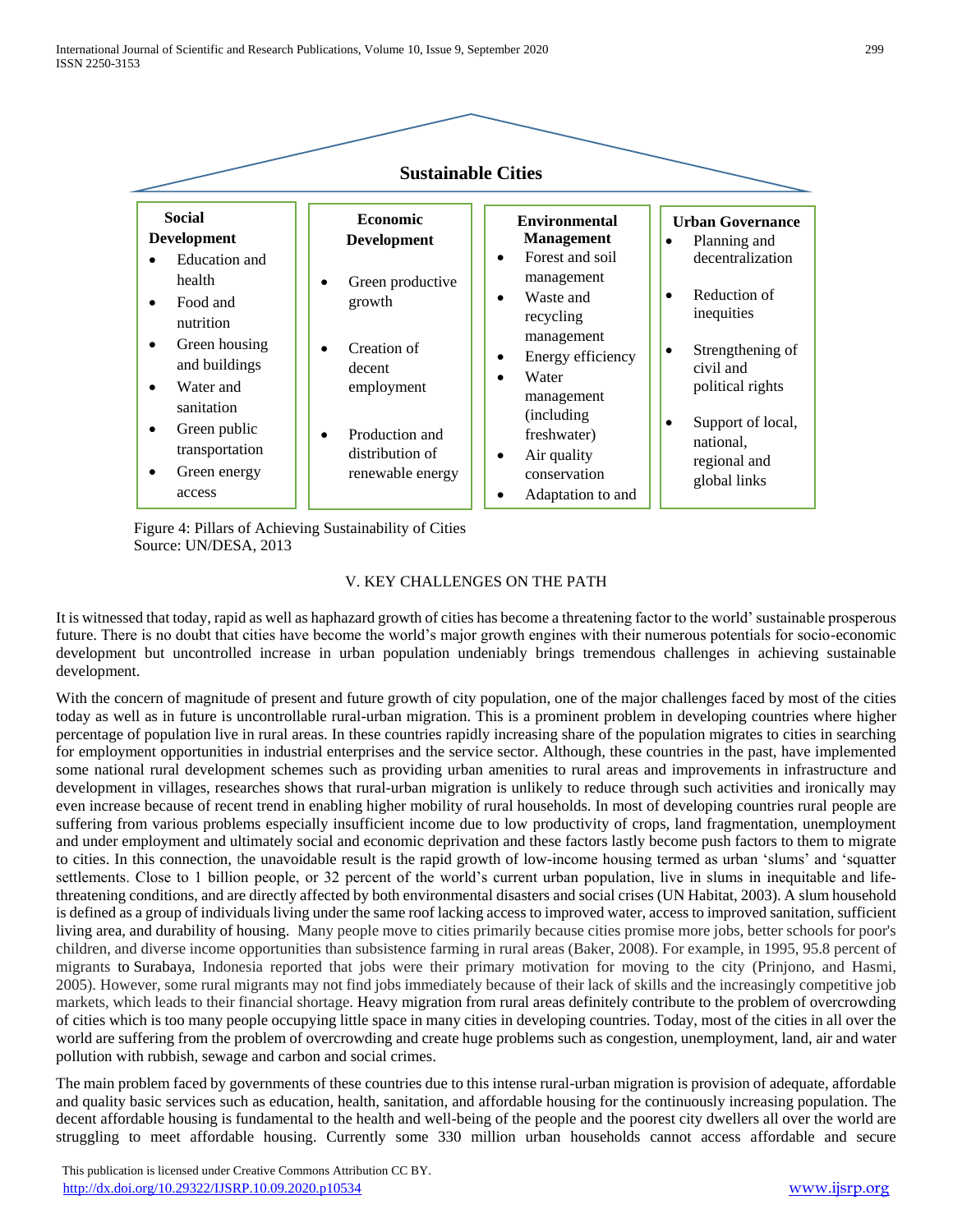**Sustainable Cities**

| Social Development | Economic Development | Environmental Management | Urban Governance |
|---|---|---|---|
| • Education and health<br>• Food and nutrition<br>• Green housing and buildings<br>• Water and sanitation<br>• Green public transportation<br>• Green energy access | • Green productive growth<br>• Creation of decent employment<br>• Production and distribution of renewable energy | • Forest and soil management<br>• Waste and recycling management<br>• Energy efficiency<br>• Water management (including freshwater)<br>• Air quality conservation<br>• Adaptation to and | • Planning and decentralization<br>• Reduction of inequities<br>• Strengthening of civil and political rights<br>• Support of local, national, regional and global links |

Figure 4: Pillars of Achieving Sustainability of Cities
Source: UN/DESA, 2013

## V. KEY CHALLENGES ON THE PATH

It is witnessed that today, rapid as well as haphazard growth of cities has become a threatening factor to the world' sustainable prosperous future. There is no doubt that cities have become the world's major growth engines with their numerous potentials for socio-economic development but uncontrolled increase in urban population undeniably brings tremendous challenges in achieving sustainable development.

With the concern of magnitude of present and future growth of city population, one of the major challenges faced by most of the cities today as well as in future is uncontrollable rural-urban migration. This is a prominent problem in developing countries where higher percentage of population live in rural areas. In these countries rapidly increasing share of the population migrates to cities in searching for employment opportunities in industrial enterprises and the service sector. Although, these countries in the past, have implemented some national rural development schemes such as providing urban amenities to rural areas and improvements in infrastructure and development in villages, researches shows that rural-urban migration is unlikely to reduce through such activities and ironically may even increase because of recent trend in enabling higher mobility of rural households. In most of developing countries rural people are suffering from various problems especially insufficient income due to low productivity of crops, land fragmentation, unemployment and under employment and ultimately social and economic deprivation and these factors lastly become push factors to them to migrate to cities. In this connection, the unavoidable result is the rapid growth of low-income housing termed as urban 'slums' and 'squatter settlements. Close to 1 billion people, or 32 percent of the world's current urban population, live in inequitable and life-threatening conditions, and are directly affected by both environmental disasters and social crises (UN Habitat, 2003). A slum household is defined as a group of individuals living under the same roof lacking access to improved water, access to improved sanitation, sufficient living area, and durability of housing. Many people move to cities primarily because cities promise more jobs, better schools for poor's children, and diverse income opportunities than subsistence farming in rural areas (Baker, 2008). For example, in 1995, 95.8 percent of migrants to Surabaya, Indonesia reported that jobs were their primary motivation for moving to the city (Prinjono, and Hasmi, 2005). However, some rural migrants may not find jobs immediately because of their lack of skills and the increasingly competitive job markets, which leads to their financial shortage. Heavy migration from rural areas definitely contribute to the problem of overcrowding of cities which is too many people occupying little space in many cities in developing countries. Today, most of the cities in all over the world are suffering from the problem of overcrowding and create huge problems such as congestion, unemployment, land, air and water pollution with rubbish, sewage and carbon and social crimes.

The main problem faced by governments of these countries due to this intense rural-urban migration is provision of adequate, affordable and quality basic services such as education, health, sanitation, and affordable housing for the continuously increasing population. The decent affordable housing is fundamental to the health and well-being of the people and the poorest city dwellers all over the world are struggling to meet affordable housing. Currently some 330 million urban households cannot access affordable and secure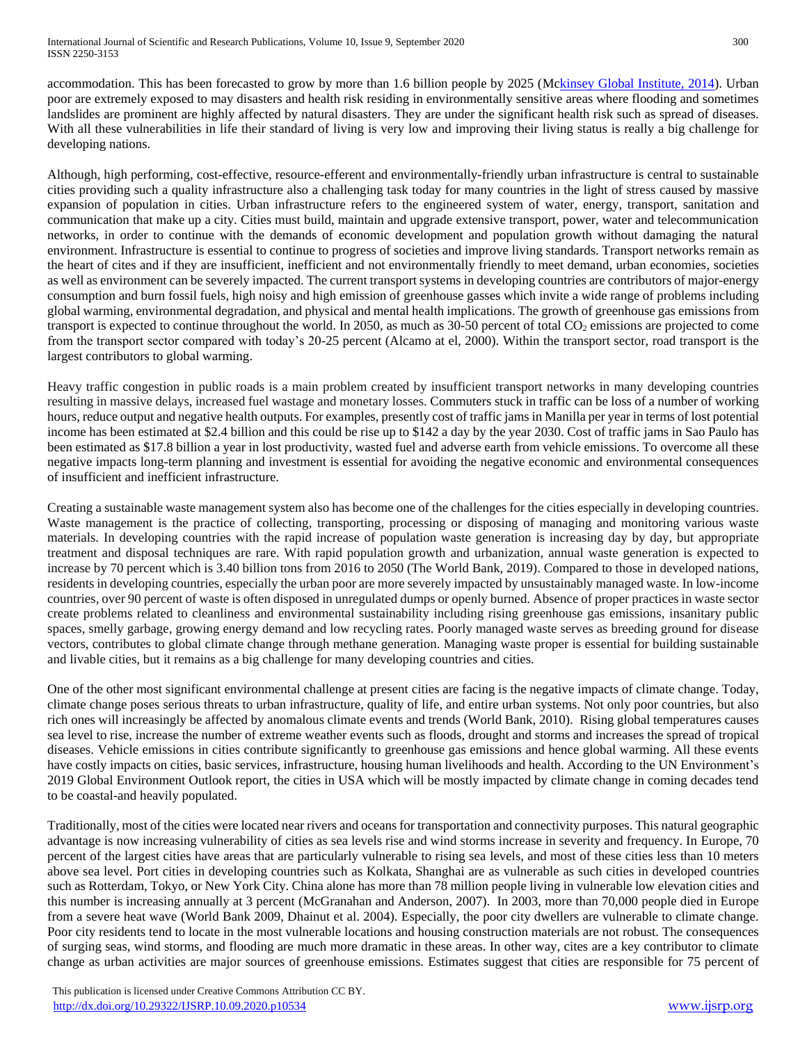accommodation. This has been forecasted to grow by more than 1.6 billion people by 2025 (Mckinsey Global Institute, 2014). Urban poor are extremely exposed to may disasters and health risk residing in environmentally sensitive areas where flooding and sometimes landslides are prominent are highly affected by natural disasters. They are under the significant health risk such as spread of diseases. With all these vulnerabilities in life their standard of living is very low and improving their living status is really a big challenge for developing nations.

Although, high performing, cost-effective, resource-efferent and environmentally-friendly urban infrastructure is central to sustainable cities providing such a quality infrastructure also a challenging task today for many countries in the light of stress caused by massive expansion of population in cities. Urban infrastructure refers to the engineered system of water, energy, transport, sanitation and communication that make up a city. Cities must build, maintain and upgrade extensive transport, power, water and telecommunication networks, in order to continue with the demands of economic development and population growth without damaging the natural environment. Infrastructure is essential to continue to progress of societies and improve living standards. Transport networks remain as the heart of cites and if they are insufficient, inefficient and not environmentally friendly to meet demand, urban economies, societies as well as environment can be severely impacted. The current transport systems in developing countries are contributors of major-energy consumption and burn fossil fuels, high noisy and high emission of greenhouse gasses which invite a wide range of problems including global warming, environmental degradation, and physical and mental health implications. The growth of greenhouse gas emissions from transport is expected to continue throughout the world. In 2050, as much as 30-50 percent of total $CO_2$ emissions are projected to come from the transport sector compared with today's 20-25 percent (Alcamo at el, 2000). Within the transport sector, road transport is the largest contributors to global warming.

Heavy traffic congestion in public roads is a main problem created by insufficient transport networks in many developing countries resulting in massive delays, increased fuel wastage and monetary losses. Commuters stuck in traffic can be loss of a number of working hours, reduce output and negative health outputs. For examples, presently cost of traffic jams in Manilla per year in terms of lost potential income has been estimated at $2.4 billion and this could be rise up to $142 a day by the year 2030. Cost of traffic jams in Sao Paulo has been estimated as $17.8 billion a year in lost productivity, wasted fuel and adverse earth from vehicle emissions. To overcome all these negative impacts long-term planning and investment is essential for avoiding the negative economic and environmental consequences of insufficient and inefficient infrastructure.

Creating a sustainable waste management system also has become one of the challenges for the cities especially in developing countries. Waste management is the practice of collecting, transporting, processing or disposing of managing and monitoring various waste materials. In developing countries with the rapid increase of population waste generation is increasing day by day, but appropriate treatment and disposal techniques are rare. With rapid population growth and urbanization, annual waste generation is expected to increase by 70 percent which is 3.40 billion tons from 2016 to 2050 (The World Bank, 2019). Compared to those in developed nations, residents in developing countries, especially the urban poor are more severely impacted by unsustainably managed waste. In low-income countries, over 90 percent of waste is often disposed in unregulated dumps or openly burned. Absence of proper practices in waste sector create problems related to cleanliness and environmental sustainability including rising greenhouse gas emissions, insanitary public spaces, smelly garbage, growing energy demand and low recycling rates. Poorly managed waste serves as breeding ground for disease vectors, contributes to global climate change through methane generation. Managing waste proper is essential for building sustainable and livable cities, but it remains as a big challenge for many developing countries and cities.

One of the other most significant environmental challenge at present cities are facing is the negative impacts of climate change. Today, climate change poses serious threats to urban infrastructure, quality of life, and entire urban systems. Not only poor countries, but also rich ones will increasingly be affected by anomalous climate events and trends (World Bank, 2010). Rising global temperatures causes sea level to rise, increase the number of extreme weather events such as floods, drought and storms and increases the spread of tropical diseases. Vehicle emissions in cities contribute significantly to greenhouse gas emissions and hence global warming. All these events have costly impacts on cities, basic services, infrastructure, housing human livelihoods and health. According to the UN Environment's 2019 Global Environment Outlook report, the cities in USA which will be mostly impacted by climate change in coming decades tend to be coastal-and heavily populated.

Traditionally, most of the cities were located near rivers and oceans for transportation and connectivity purposes. This natural geographic advantage is now increasing vulnerability of cities as sea levels rise and wind storms increase in severity and frequency. In Europe, 70 percent of the largest cities have areas that are particularly vulnerable to rising sea levels, and most of these cities less than 10 meters above sea level. Port cities in developing countries such as Kolkata, Shanghai are as vulnerable as such cities in developed countries such as Rotterdam, Tokyo, or New York City. China alone has more than 78 million people living in vulnerable low elevation cities and this number is increasing annually at 3 percent (McGranahan and Anderson, 2007). In 2003, more than 70,000 people died in Europe from a severe heat wave (World Bank 2009, Dhainut et al. 2004). Especially, the poor city dwellers are vulnerable to climate change. Poor city residents tend to locate in the most vulnerable locations and housing construction materials are not robust. The consequences of surging seas, wind storms, and flooding are much more dramatic in these areas. In other way, cites are a key contributor to climate change as urban activities are major sources of greenhouse emissions. Estimates suggest that cities are responsible for 75 percent of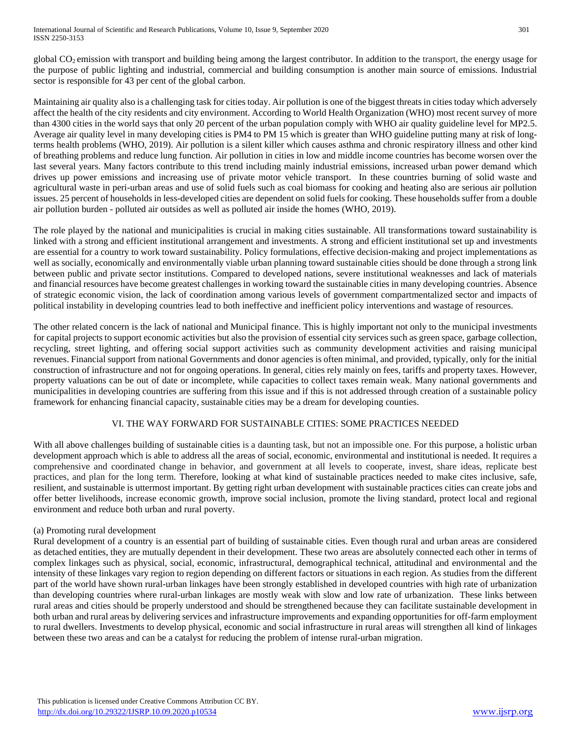global $CO_2$ emission with transport and building being among the largest contributor. In addition to the transport, the energy usage for the purpose of public lighting and industrial, commercial and building consumption is another main source of emissions. Industrial sector is responsible for 43 per cent of the global carbon.

Maintaining air quality also is a challenging task for cities today. Air pollution is one of the biggest threats in cities today which adversely affect the health of the city residents and city environment. According to World Health Organization (WHO) most recent survey of more than 4300 cities in the world says that only 20 percent of the urban population comply with WHO air quality guideline level for MP2.5. Average air quality level in many developing cities is PM4 to PM 15 which is greater than WHO guideline putting many at risk of long-terms health problems (WHO, 2019). Air pollution is a silent killer which causes asthma and chronic respiratory illness and other kind of breathing problems and reduce lung function. Air pollution in cities in low and middle income countries has become worsen over the last several years. Many factors contribute to this trend including mainly industrial emissions, increased urban power demand which drives up power emissions and increasing use of private motor vehicle transport. In these countries burning of solid waste and agricultural waste in peri-urban areas and use of solid fuels such as coal biomass for cooking and heating also are serious air pollution issues. 25 percent of households in less-developed cities are dependent on solid fuels for cooking. These households suffer from a double air pollution burden - polluted air outsides as well as polluted air inside the homes (WHO, 2019).

The role played by the national and municipalities is crucial in making cities sustainable. All transformations toward sustainability is linked with a strong and efficient institutional arrangement and investments. A strong and efficient institutional set up and investments are essential for a country to work toward sustainability. Policy formulations, effective decision-making and project implementations as well as socially, economically and environmentally viable urban planning toward sustainable cities should be done through a strong link between public and private sector institutions. Compared to developed nations, severe institutional weaknesses and lack of materials and financial resources have become greatest challenges in working toward the sustainable cities in many developing countries. Absence of strategic economic vision, the lack of coordination among various levels of government compartmentalized sector and impacts of political instability in developing countries lead to both ineffective and inefficient policy interventions and wastage of resources.

The other related concern is the lack of national and Municipal finance. This is highly important not only to the municipal investments for capital projects to support economic activities but also the provision of essential city services such as green space, garbage collection, recycling, street lighting, and offering social support activities such as community development activities and raising municipal revenues. Financial support from national Governments and donor agencies is often minimal, and provided, typically, only for the initial construction of infrastructure and not for ongoing operations. In general, cities rely mainly on fees, tariffs and property taxes. However, property valuations can be out of date or incomplete, while capacities to collect taxes remain weak. Many national governments and municipalities in developing countries are suffering from this issue and if this is not addressed through creation of a sustainable policy framework for enhancing financial capacity, sustainable cities may be a dream for developing counties.

## VI. THE WAY FORWARD FOR SUSTAINABLE CITIES: SOME PRACTICES NEEDED

With all above challenges building of sustainable cities is a daunting task, but not an impossible one. For this purpose, a holistic urban development approach which is able to address all the areas of social, economic, environmental and institutional is needed. It requires a comprehensive and coordinated change in behavior, and government at all levels to cooperate, invest, share ideas, replicate best practices, and plan for the long term. Therefore, looking at what kind of sustainable practices needed to make cites inclusive, safe, resilient, and sustainable is uttermost important. By getting right urban development with sustainable practices cities can create jobs and offer better livelihoods, increase economic growth, improve social inclusion, promote the living standard, protect local and regional environment and reduce both urban and rural poverty.

### (a) Promoting rural development

Rural development of a country is an essential part of building of sustainable cities. Even though rural and urban areas are considered as detached entities, they are mutually dependent in their development. These two areas are absolutely connected each other in terms of complex linkages such as physical, social, economic, infrastructural, demographical technical, attitudinal and environmental and the intensity of these linkages vary region to region depending on different factors or situations in each region. As studies from the different part of the world have shown rural-urban linkages have been strongly established in developed countries with high rate of urbanization than developing countries where rural-urban linkages are mostly weak with slow and low rate of urbanization. These links between rural areas and cities should be properly understood and should be strengthened because they can facilitate sustainable development in both urban and rural areas by delivering services and infrastructure improvements and expanding opportunities for off-farm employment to rural dwellers. Investments to develop physical, economic and social infrastructure in rural areas will strengthen all kind of linkages between these two areas and can be a catalyst for reducing the problem of intense rural-urban migration.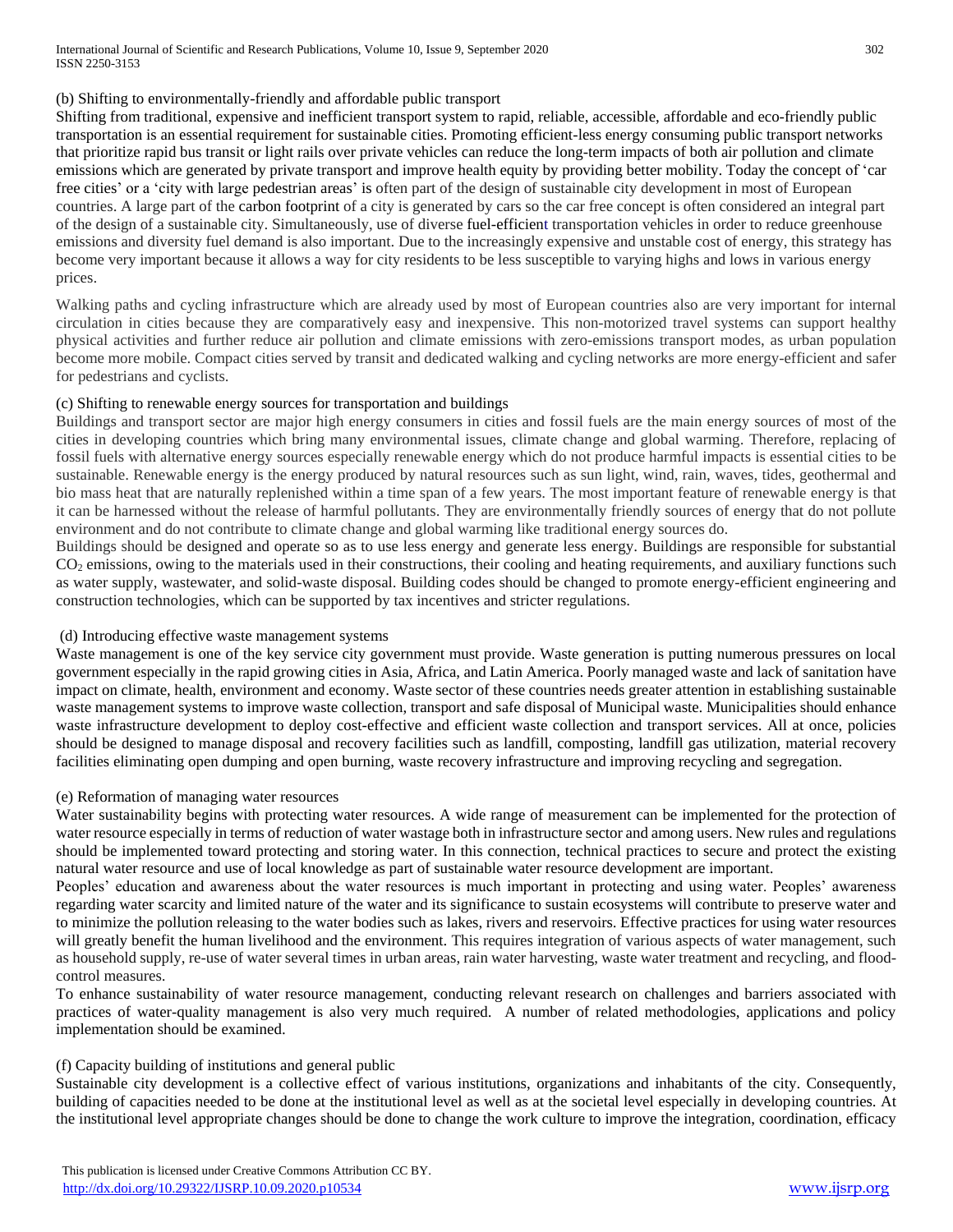(b) Shifting to environmentally-friendly and affordable public transport

Shifting from traditional, expensive and inefficient transport system to rapid, reliable, accessible, affordable and eco-friendly public transportation is an essential requirement for sustainable cities. Promoting efficient-less energy consuming public transport networks that prioritize rapid bus transit or light rails over private vehicles can reduce the long-term impacts of both air pollution and climate emissions which are generated by private transport and improve health equity by providing better mobility. Today the concept of 'car free cities' or a 'city with large pedestrian areas' is often part of the design of sustainable city development in most of European countries. A large part of the carbon footprint of a city is generated by cars so the car free concept is often considered an integral part of the design of a sustainable city. Simultaneously, use of diverse fuel-efficient transportation vehicles in order to reduce greenhouse emissions and diversity fuel demand is also important. Due to the increasingly expensive and unstable cost of energy, this strategy has become very important because it allows a way for city residents to be less susceptible to varying highs and lows in various energy prices.

Walking paths and cycling infrastructure which are already used by most of European countries also are very important for internal circulation in cities because they are comparatively easy and inexpensive. This non-motorized travel systems can support healthy physical activities and further reduce air pollution and climate emissions with zero-emissions transport modes, as urban population become more mobile. Compact cities served by transit and dedicated walking and cycling networks are more energy-efficient and safer for pedestrians and cyclists.

(c) Shifting to renewable energy sources for transportation and buildings

Buildings and transport sector are major high energy consumers in cities and fossil fuels are the main energy sources of most of the cities in developing countries which bring many environmental issues, climate change and global warming. Therefore, replacing of fossil fuels with alternative energy sources especially renewable energy which do not produce harmful impacts is essential cities to be sustainable. Renewable energy is the energy produced by natural resources such as sun light, wind, rain, waves, tides, geothermal and bio mass heat that are naturally replenished within a time span of a few years. The most important feature of renewable energy is that it can be harnessed without the release of harmful pollutants. They are environmentally friendly sources of energy that do not pollute environment and do not contribute to climate change and global warming like traditional energy sources do.

Buildings should be designed and operate so as to use less energy and generate less energy. Buildings are responsible for substantial $CO_2$ emissions, owing to the materials used in their constructions, their cooling and heating requirements, and auxiliary functions such as water supply, wastewater, and solid-waste disposal. Building codes should be changed to promote energy-efficient engineering and construction technologies, which can be supported by tax incentives and stricter regulations.

(d) Introducing effective waste management systems

Waste management is one of the key service city government must provide. Waste generation is putting numerous pressures on local government especially in the rapid growing cities in Asia, Africa, and Latin America. Poorly managed waste and lack of sanitation have impact on climate, health, environment and economy. Waste sector of these countries needs greater attention in establishing sustainable waste management systems to improve waste collection, transport and safe disposal of Municipal waste. Municipalities should enhance waste infrastructure development to deploy cost-effective and efficient waste collection and transport services. All at once, policies should be designed to manage disposal and recovery facilities such as landfill, composting, landfill gas utilization, material recovery facilities eliminating open dumping and open burning, waste recovery infrastructure and improving recycling and segregation.

(e) Reformation of managing water resources

Water sustainability begins with protecting water resources. A wide range of measurement can be implemented for the protection of water resource especially in terms of reduction of water wastage both in infrastructure sector and among users. New rules and regulations should be implemented toward protecting and storing water. In this connection, technical practices to secure and protect the existing natural water resource and use of local knowledge as part of sustainable water resource development are important.

Peoples' education and awareness about the water resources is much important in protecting and using water. Peoples' awareness regarding water scarcity and limited nature of the water and its significance to sustain ecosystems will contribute to preserve water and to minimize the pollution releasing to the water bodies such as lakes, rivers and reservoirs. Effective practices for using water resources will greatly benefit the human livelihood and the environment. This requires integration of various aspects of water management, such as household supply, re-use of water several times in urban areas, rain water harvesting, waste water treatment and recycling, and flood-control measures.

To enhance sustainability of water resource management, conducting relevant research on challenges and barriers associated with practices of water-quality management is also very much required. A number of related methodologies, applications and policy implementation should be examined.

(f) Capacity building of institutions and general public

Sustainable city development is a collective effect of various institutions, organizations and inhabitants of the city. Consequently, building of capacities needed to be done at the institutional level as well as at the societal level especially in developing countries. At the institutional level appropriate changes should be done to change the work culture to improve the integration, coordination, efficacy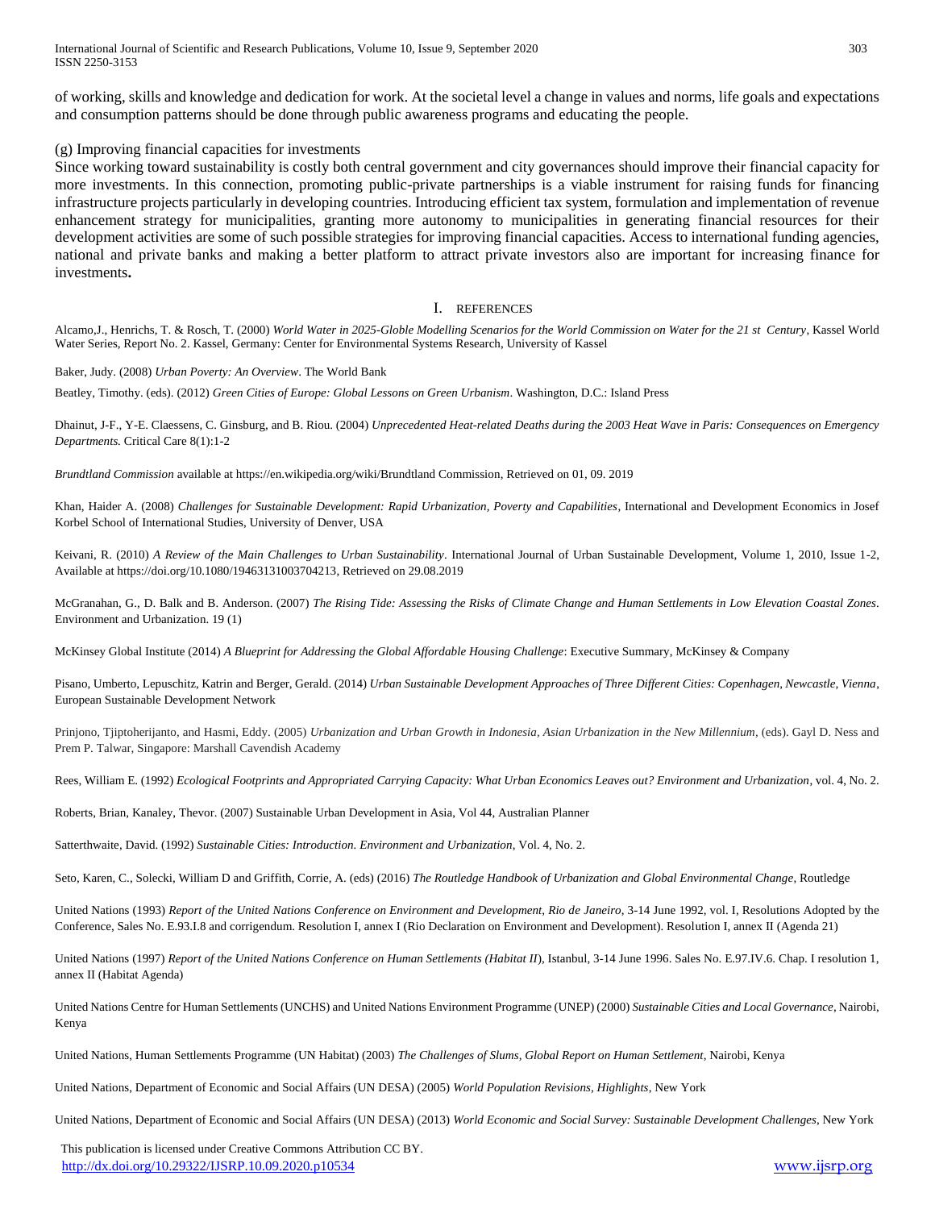of working, skills and knowledge and dedication for work. At the societal level a change in values and norms, life goals and expectations and consumption patterns should be done through public awareness programs and educating the people.

(g) Improving financial capacities for investments

Since working toward sustainability is costly both central government and city governances should improve their financial capacity for more investments. In this connection, promoting public-private partnerships is a viable instrument for raising funds for financing infrastructure projects particularly in developing countries. Introducing efficient tax system, formulation and implementation of revenue enhancement strategy for municipalities, granting more autonomy to municipalities in generating financial resources for their development activities are some of such possible strategies for improving financial capacities. Access to international funding agencies, national and private banks and making a better platform to attract private investors also are important for increasing finance for investments**.**

## I. REFERENCES

Alcamo,J., Henrichs, T. & Rosch, T. (2000) *World Water in 2025-Globle Modelling Scenarios for the World Commission on Water for the 21 st Century*, Kassel World Water Series, Report No. 2. Kassel, Germany: Center for Environmental Systems Research, University of Kassel

Baker, Judy. (2008) *Urban Poverty: An Overview*. The World Bank

Beatley, Timothy. (eds). (2012) *Green Cities of Europe: Global Lessons on Green Urbanism*. Washington, D.C.: Island Press

Dhainut, J-F., Y-E. Claessens, C. Ginsburg, and B. Riou. (2004) *Unprecedented Heat-related Deaths during the 2003 Heat Wave in Paris: Consequences on Emergency Departments.* Critical Care 8(1):1-2

*Brundtland Commission* available at https://en.wikipedia.org/wiki/Brundtland Commission, Retrieved on 01, 09. 2019

Khan, Haider A. (2008) *Challenges for Sustainable Development: Rapid Urbanization, Poverty and Capabilities*, International and Development Economics in Josef Korbel School of International Studies, University of Denver, USA

Keivani, R. (2010) *A Review of the Main Challenges to Urban Sustainability*. International Journal of Urban Sustainable Development, Volume 1, 2010, Issue 1-2, Available at https://doi.org/10.1080/19463131003704213, Retrieved on 29.08.2019

McGranahan, G., D. Balk and B. Anderson. (2007) *The Rising Tide: Assessing the Risks of Climate Change and Human Settlements in Low Elevation Coastal Zones*. Environment and Urbanization. 19 (1)

McKinsey Global Institute (2014) *A Blueprint for Addressing the Global Affordable Housing Challenge*: Executive Summary, McKinsey & Company

Pisano, Umberto, Lepuschitz, Katrin and Berger, Gerald. (2014) *Urban Sustainable Development Approaches of Three Different Cities: Copenhagen, Newcastle, Vienna*, European Sustainable Development Network

Prinjono, Tjiptoherijanto, and Hasmi, Eddy. (2005) *Urbanization and Urban Growth in Indonesia, Asian Urbanization in the New Millennium*, (eds). Gayl D. Ness and Prem P. Talwar, Singapore: Marshall Cavendish Academy

Rees, William E. (1992) *Ecological Footprints and Appropriated Carrying Capacity: What Urban Economics Leaves out? Environment and Urbanization*, vol. 4, No. 2.

Roberts, Brian, Kanaley, Thevor. (2007) Sustainable Urban Development in Asia, Vol 44, Australian Planner

Satterthwaite, David. (1992) *Sustainable Cities: Introduction. Environment and Urbanization*, Vol. 4, No. 2.

Seto, Karen, C., Solecki, William D and Griffith, Corrie, A. (eds) (2016) *The Routledge Handbook of Urbanization and Global Environmental Change*, Routledge

United Nations (1993) *Report of the United Nations Conference on Environment and Development, Rio de Janeiro*, 3-14 June 1992, vol. I, Resolutions Adopted by the Conference, Sales No. E.93.I.8 and corrigendum. Resolution I, annex I (Rio Declaration on Environment and Development). Resolution I, annex II (Agenda 21)

United Nations (1997) *Report of the United Nations Conference on Human Settlements (Habitat II*), Istanbul, 3-14 June 1996. Sales No. E.97.IV.6. Chap. I resolution 1, annex II (Habitat Agenda)

United Nations Centre for Human Settlements (UNCHS) and United Nations Environment Programme (UNEP) (2000) *Sustainable Cities and Local Governance*, Nairobi, Kenya

United Nations, Human Settlements Programme (UN Habitat) (2003) *The Challenges of Slums, Global Report on Human Settlement*, Nairobi, Kenya

United Nations, Department of Economic and Social Affairs (UN DESA) (2005) *World Population Revisions, Highlights*, New York

United Nations, Department of Economic and Social Affairs (UN DESA) (2013) *World Economic and Social Survey: Sustainable Development Challenges*, New York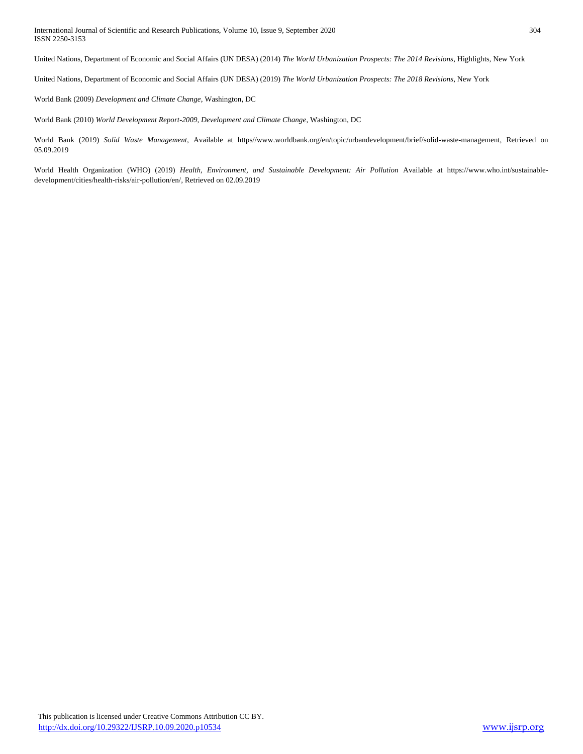United Nations, Department of Economic and Social Affairs (UN DESA) (2014) *The World Urbanization Prospects: The 2014 Revisions*, Highlights, New York

United Nations, Department of Economic and Social Affairs (UN DESA) (2019) *The World Urbanization Prospects: The 2018 Revisions*, New York

World Bank (2009) *Development and Climate Change*, Washington, DC

World Bank (2010) *World Development Report-2009, Development and Climate Change*, Washington, DC

World Bank (2019) *Solid Waste Management*, Available at https//www.worldbank.org/en/topic/urbandevelopment/brief/solid-waste-management, Retrieved on 05.09.2019

World Health Organization (WHO) (2019) *Health, Environment, and Sustainable Development: Air Pollution* Available at https://www.who.int/sustainable-development/cities/health-risks/air-pollution/en/, Retrieved on 02.09.2019

This publication is licensed under Creative Commons Attribution CC BY.
http://dx.doi.org/10.29322/IJSRP.10.09.2020.p10534